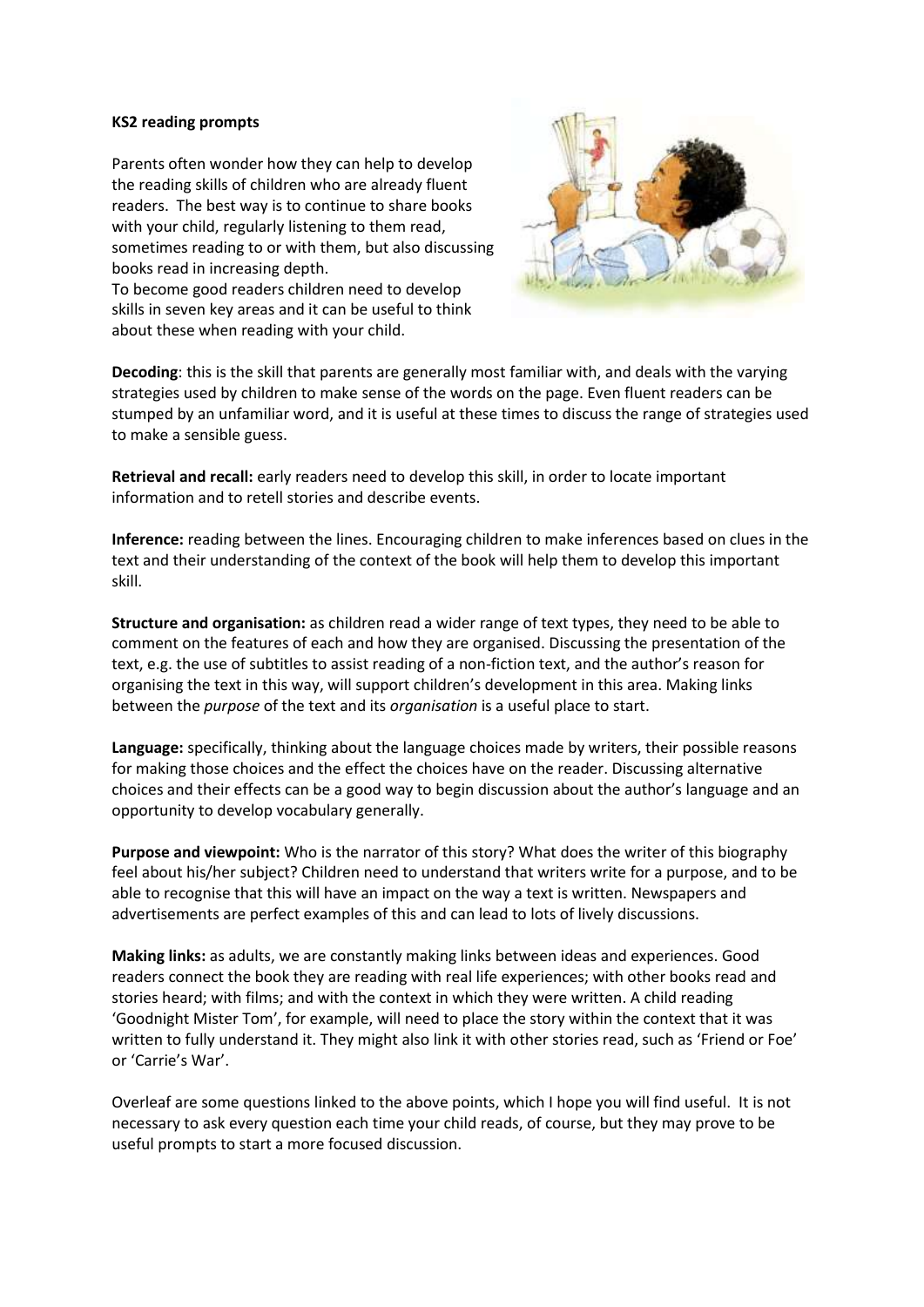**KS2 reading prompts**

Parents often wonder how they can help to develop the reading skills of children who are already fluent readers. The best way is to continue to share books with your child, regularly listening to them read, sometimes reading to or with them, but also discussing books read in increasing depth.
To become good readers children need to develop skills in seven key areas and it can be useful to think about these when reading with your child.

**Decoding**: this is the skill that parents are generally most familiar with, and deals with the varying strategies used by children to make sense of the words on the page. Even fluent readers can be stumped by an unfamiliar word, and it is useful at these times to discuss the range of strategies used to make a sensible guess.

**Retrieval and recall:** early readers need to develop this skill, in order to locate important information and to retell stories and describe events.

**Inference:** reading between the lines. Encouraging children to make inferences based on clues in the text and their understanding of the context of the book will help them to develop this important skill.

**Structure and organisation:** as children read a wider range of text types, they need to be able to comment on the features of each and how they are organised. Discussing the presentation of the text, e.g. the use of subtitles to assist reading of a non-fiction text, and the author's reason for organising the text in this way, will support children's development in this area. Making links between the *purpose* of the text and its *organisation* is a useful place to start.

**Language:** specifically, thinking about the language choices made by writers, their possible reasons for making those choices and the effect the choices have on the reader. Discussing alternative choices and their effects can be a good way to begin discussion about the author's language and an opportunity to develop vocabulary generally.

**Purpose and viewpoint:** Who is the narrator of this story? What does the writer of this biography feel about his/her subject? Children need to understand that writers write for a purpose, and to be able to recognise that this will have an impact on the way a text is written. Newspapers and advertisements are perfect examples of this and can lead to lots of lively discussions.

**Making links:** as adults, we are constantly making links between ideas and experiences. Good readers connect the book they are reading with real life experiences; with other books read and stories heard; with films; and with the context in which they were written. A child reading 'Goodnight Mister Tom', for example, will need to place the story within the context that it was written to fully understand it. They might also link it with other stories read, such as 'Friend or Foe' or 'Carrie's War'.

Overleaf are some questions linked to the above points, which I hope you will find useful. It is not necessary to ask every question each time your child reads, of course, but they may prove to be useful prompts to start a more focused discussion.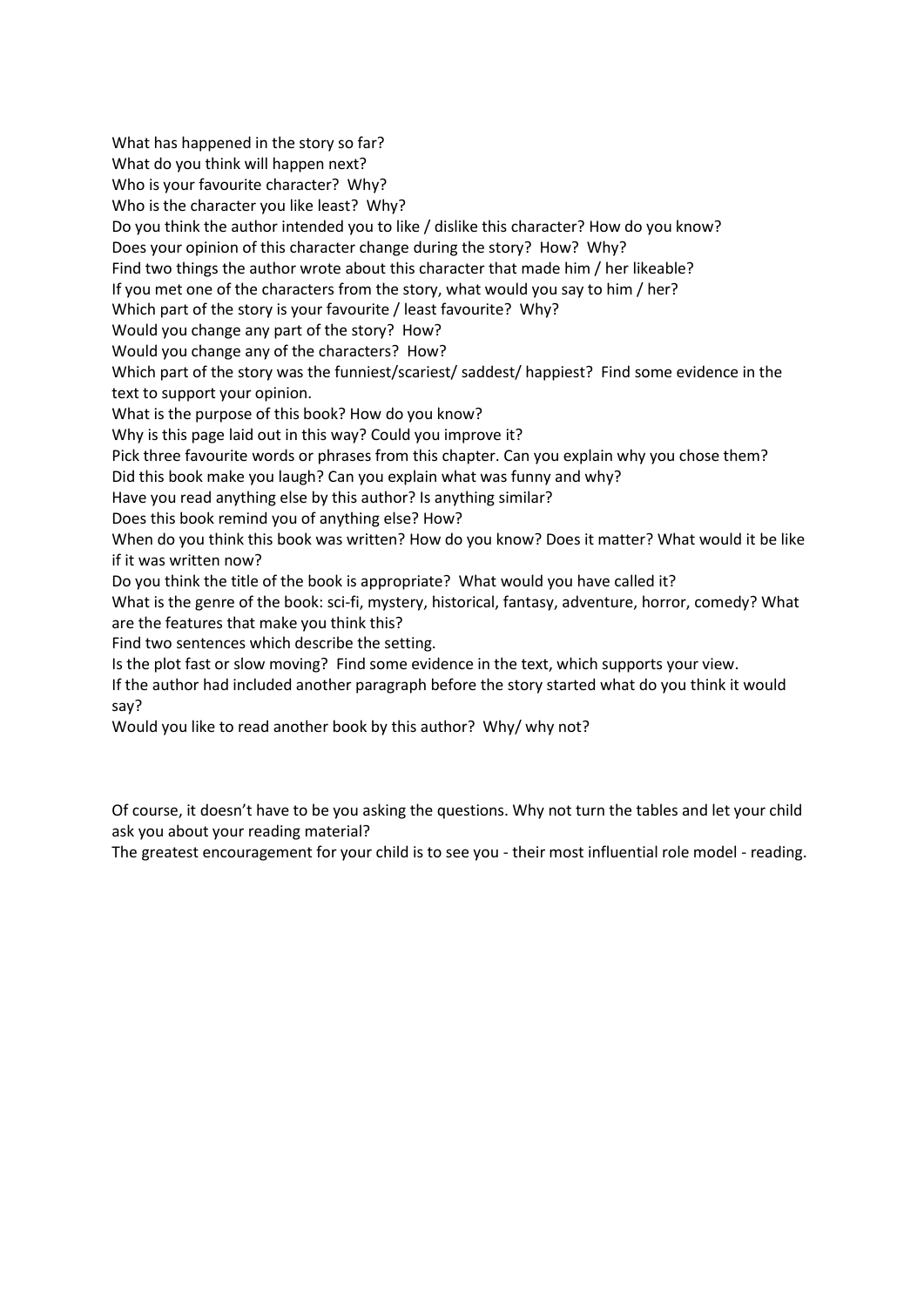What has happened in the story so far?
What do you think will happen next?
Who is your favourite character? Why?
Who is the character you like least? Why?
Do you think the author intended you to like / dislike this character? How do you know?
Does your opinion of this character change during the story? How? Why?
Find two things the author wrote about this character that made him / her likeable?
If you met one of the characters from the story, what would you say to him / her?
Which part of the story is your favourite / least favourite? Why?
Would you change any part of the story? How?
Would you change any of the characters? How?
Which part of the story was the funniest/scariest/ saddest/ happiest? Find some evidence in the text to support your opinion.
What is the purpose of this book? How do you know?
Why is this page laid out in this way? Could you improve it?
Pick three favourite words or phrases from this chapter. Can you explain why you chose them?
Did this book make you laugh? Can you explain what was funny and why?
Have you read anything else by this author? Is anything similar?
Does this book remind you of anything else? How?
When do you think this book was written? How do you know? Does it matter? What would it be like if it was written now?
Do you think the title of the book is appropriate? What would you have called it?
What is the genre of the book: sci-fi, mystery, historical, fantasy, adventure, horror, comedy? What are the features that make you think this?
Find two sentences which describe the setting.
Is the plot fast or slow moving? Find some evidence in the text, which supports your view.
If the author had included another paragraph before the story started what do you think it would say?
Would you like to read another book by this author? Why/ why not?

Of course, it doesn't have to be you asking the questions. Why not turn the tables and let your child ask you about your reading material?
The greatest encouragement for your child is to see you - their most influential role model - reading.